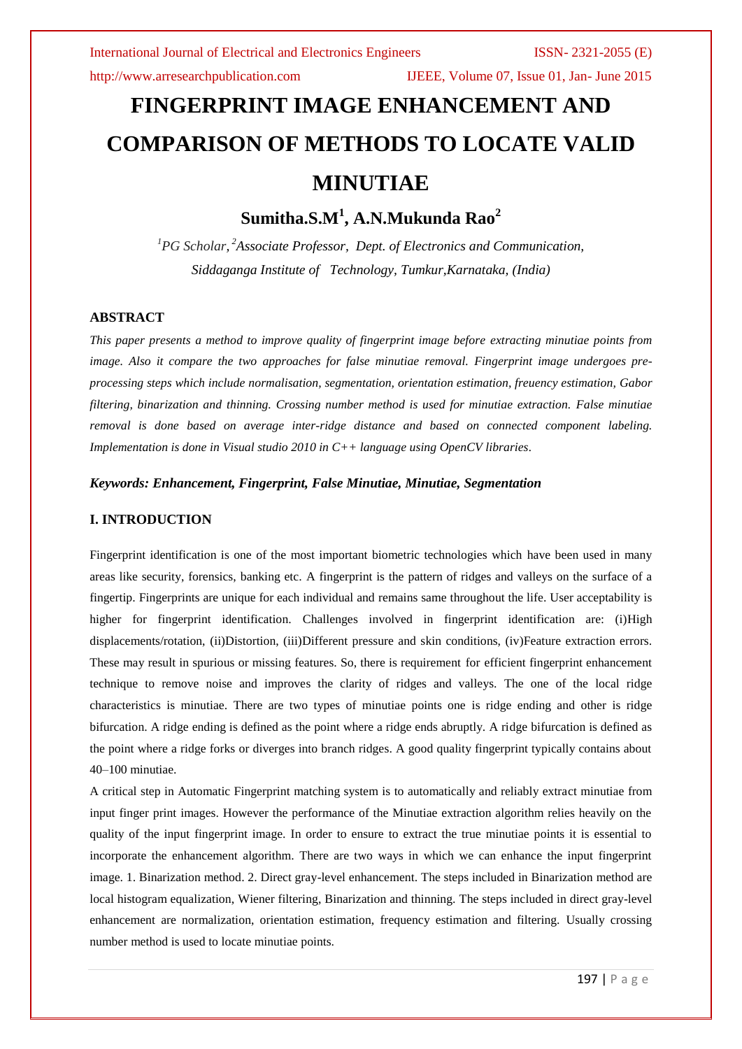# FINGERPRINT IMAGE ENHANCEMENT AND COMPARISON OF METHODS TO LOCATE VALID MINUTIAE

**Sumitha.S.M[1], A.N.Mukunda Rao[2]**

*[1]PG Scholar, [2]Associate Professor, Dept. of Electronics and Communication, Siddaganga Institute of Technology, Tumkur,Karnataka, (India)*

## ABSTRACT

*This paper presents a method to improve quality of fingerprint image before extracting minutiae points from image. Also it compare the two approaches for false minutiae removal. Fingerprint image undergoes pre-processing steps which include normalisation, segmentation, orientation estimation, freuency estimation, Gabor filtering, binarization and thinning. Crossing number method is used for minutiae extraction. False minutiae removal is done based on average inter-ridge distance and based on connected component labeling. Implementation is done in Visual studio 2010 in C++ language using OpenCV libraries.*

***Keywords: Enhancement, Fingerprint, False Minutiae, Minutiae, Segmentation***

## I. INTRODUCTION

Fingerprint identification is one of the most important biometric technologies which have been used in many areas like security, forensics, banking etc. A fingerprint is the pattern of ridges and valleys on the surface of a fingertip. Fingerprints are unique for each individual and remains same throughout the life. User acceptability is higher for fingerprint identification. Challenges involved in fingerprint identification are: (i)High displacements/rotation, (ii)Distortion, (iii)Different pressure and skin conditions, (iv)Feature extraction errors. These may result in spurious or missing features. So, there is requirement for efficient fingerprint enhancement technique to remove noise and improves the clarity of ridges and valleys. The one of the local ridge characteristics is minutiae. There are two types of minutiae points one is ridge ending and other is ridge bifurcation. A ridge ending is defined as the point where a ridge ends abruptly. A ridge bifurcation is defined as the point where a ridge forks or diverges into branch ridges. A good quality fingerprint typically contains about 40–100 minutiae.

A critical step in Automatic Fingerprint matching system is to automatically and reliably extract minutiae from input finger print images. However the performance of the Minutiae extraction algorithm relies heavily on the quality of the input fingerprint image. In order to ensure to extract the true minutiae points it is essential to incorporate the enhancement algorithm. There are two ways in which we can enhance the input fingerprint image. 1. Binarization method. 2. Direct gray-level enhancement. The steps included in Binarization method are local histogram equalization, Wiener filtering, Binarization and thinning. The steps included in direct gray-level enhancement are normalization, orientation estimation, frequency estimation and filtering. Usually crossing number method is used to locate minutiae points.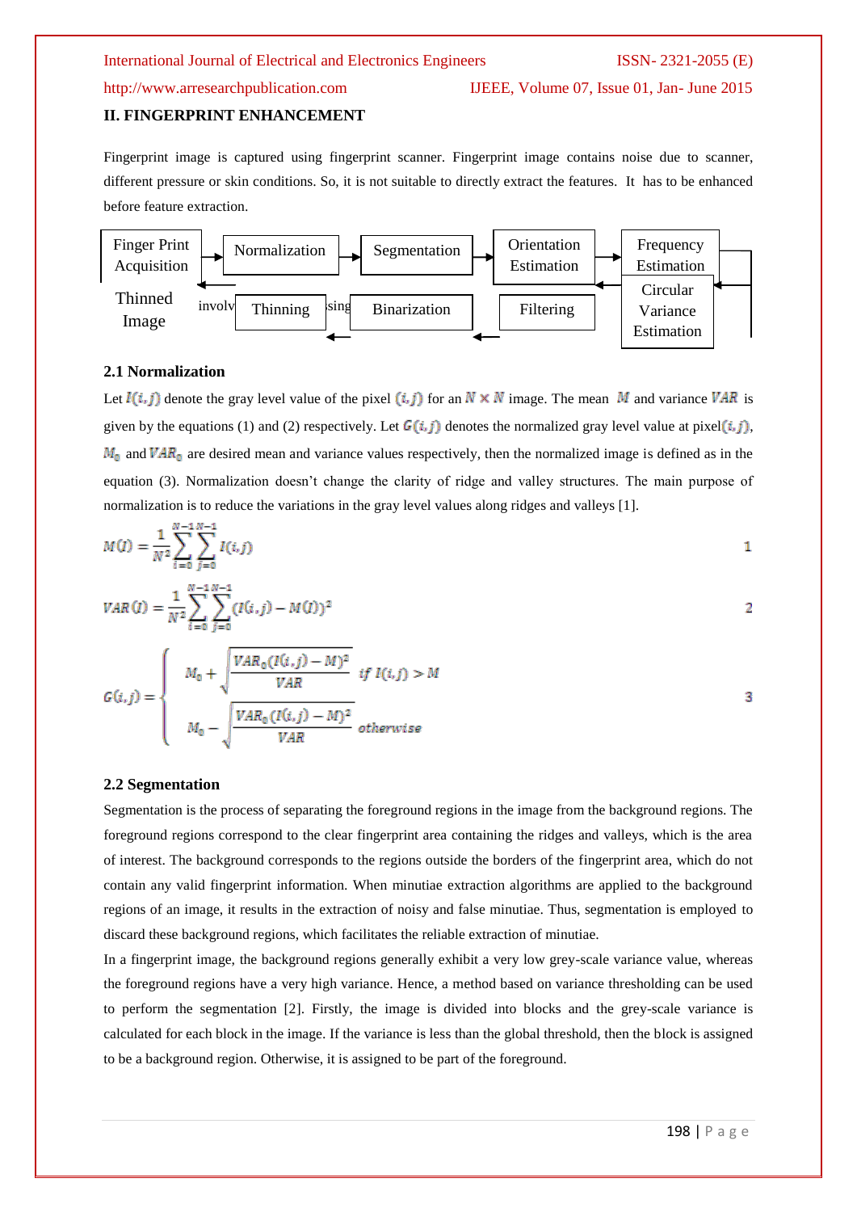## II. FINGERPRINT ENHANCEMENT

Fingerprint image is captured using fingerprint scanner. Fingerprint image contains noise due to scanner, different pressure or skin conditions. So, it is not suitable to directly extract the features. It has to be enhanced before feature extraction.

Finger Print Acquisition → Normalization → Segmentation → Orientation Estimation → Frequency Estimation → Circular Variance Estimation → Filtering → Binarization → Thinning → Thinned Image

### 2.1 Normalization

Let $I(i,j)$ denote the gray level value of the pixel $(i,j)$ for an $N \times N$ image. The mean $M$ and variance $VAR$ is given by the equations (1) and (2) respectively. Let $G(i,j)$ denotes the normalized gray level value at pixel $(i,j)$, $M_0$ and $VAR_0$ are desired mean and variance values respectively, then the normalized image is defined as in the equation (3). Normalization doesn't change the clarity of ridge and valley structures. The main purpose of normalization is to reduce the variations in the gray level values along ridges and valleys [1].

$$M(I) = \frac{1}{N^2}\sum_{i=0}^{N-1}\sum_{j=0}^{N-1} I(i,j) \qquad 1$$

$$VAR(I) = \frac{1}{N^2}\sum_{i=0}^{N-1}\sum_{j=0}^{N-1} (I(i,j) - M(I))^2 \qquad 2$$

$$G(i,j) = \begin{cases} M_0 + \sqrt{\dfrac{VAR_0 (I(i,j) - M)^2}{VAR}} & if\ I(i,j) > M \\ M_0 - \sqrt{\dfrac{VAR_0 (I(i,j) - M)^2}{VAR}} & otherwise \end{cases} \qquad 3$$

### 2.2 Segmentation

Segmentation is the process of separating the foreground regions in the image from the background regions. The foreground regions correspond to the clear fingerprint area containing the ridges and valleys, which is the area of interest. The background corresponds to the regions outside the borders of the fingerprint area, which do not contain any valid fingerprint information. When minutiae extraction algorithms are applied to the background regions of an image, it results in the extraction of noisy and false minutiae. Thus, segmentation is employed to discard these background regions, which facilitates the reliable extraction of minutiae.

In a fingerprint image, the background regions generally exhibit a very low grey-scale variance value, whereas the foreground regions have a very high variance. Hence, a method based on variance thresholding can be used to perform the segmentation [2]. Firstly, the image is divided into blocks and the grey-scale variance is calculated for each block in the image. If the variance is less than the global threshold, then the block is assigned to be a background region. Otherwise, it is assigned to be part of the foreground.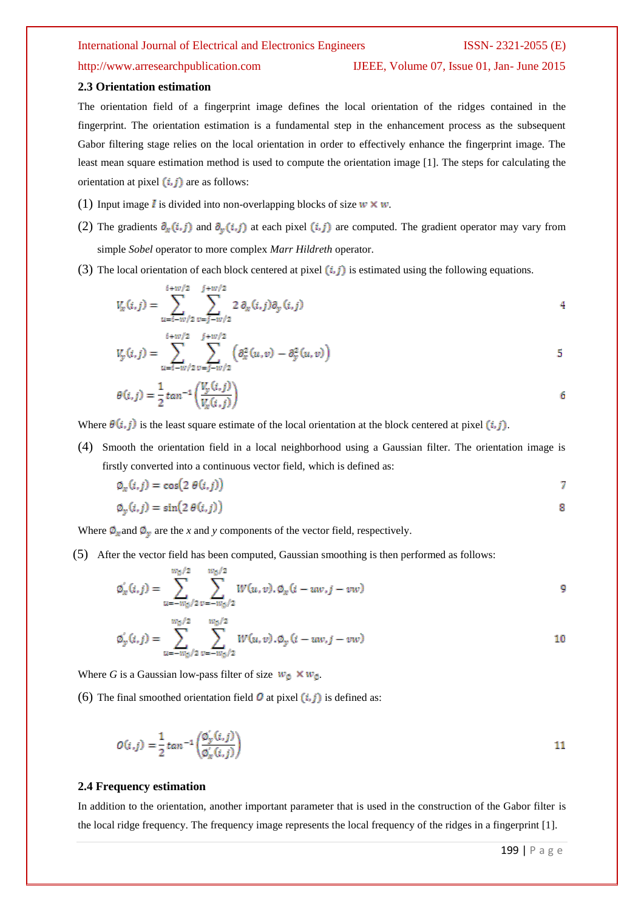### 2.3 Orientation estimation

The orientation field of a fingerprint image defines the local orientation of the ridges contained in the fingerprint. The orientation estimation is a fundamental step in the enhancement process as the subsequent Gabor filtering stage relies on the local orientation in order to effectively enhance the fingerprint image. The least mean square estimation method is used to compute the orientation image [1]. The steps for calculating the orientation at pixel $(i, j)$ are as follows:

(1) Input image $I$ is divided into non-overlapping blocks of size $w \times w$.

(2) The gradients $\partial_x(i,j)$ and $\partial_y(i,j)$ at each pixel $(i,j)$ are computed. The gradient operator may vary from simple *Sobel* operator to more complex *Marr Hildreth* operator.

(3) The local orientation of each block centered at pixel $(i,j)$ is estimated using the following equations.

$$V_x(i,j) = \sum_{u=i-w/2}^{i+w/2} \sum_{v=j-w/2}^{j+w/2} 2\,\partial_x(i,j)\partial_y(i,j) \tag{4}$$

$$V_y(i,j) = \sum_{u=i-w/2}^{i+w/2} \sum_{v=j-w/2}^{j+w/2} \left(\partial_x^2(u,v) - \partial_y^2(u,v)\right) \tag{5}$$

$$\theta(i,j) = \frac{1}{2}\tan^{-1}\left(\frac{V_y(i,j)}{V_x(i,j)}\right) \tag{6}$$

Where $\theta(i,j)$ is the least square estimate of the local orientation at the block centered at pixel $(i,j)$.

(4) Smooth the orientation field in a local neighborhood using a Gaussian filter. The orientation image is firstly converted into a continuous vector field, which is defined as:

$$\phi_x(i,j) = \cos(2\,\theta(i,j)) \tag{7}$$

$$\phi_y(i,j) = \sin(2\,\theta(i,j)) \tag{8}$$

Where $\phi_x$ and $\phi_y$ are the *x* and *y* components of the vector field, respectively.

(5) After the vector field has been computed, Gaussian smoothing is then performed as follows:

$$\phi_x'(i,j) = \sum_{u=-w_\phi/2}^{w_\phi/2} \sum_{v=-w_\phi/2}^{w_\phi/2} W(u,v).\phi_x(i-uw, j-vw) \tag{9}$$

$$\phi_y'(i,j) = \sum_{u=-w_\phi/2}^{w_\phi/2} \sum_{v=-w_\phi/2}^{w_\phi/2} W(u,v).\phi_y(i-uw, j-vw) \tag{10}$$

Where *G* is a Gaussian low-pass filter of size $w_\phi \times w_\phi$.

(6) The final smoothed orientation field $O$ at pixel $(i,j)$ is defined as:

$$O(i,j) = \frac{1}{2}\tan^{-1}\left(\frac{\phi_y'(i,j)}{\phi_x'(i,j)}\right) \tag{11}$$

### 2.4 Frequency estimation

In addition to the orientation, another important parameter that is used in the construction of the Gabor filter is the local ridge frequency. The frequency image represents the local frequency of the ridges in a fingerprint [1].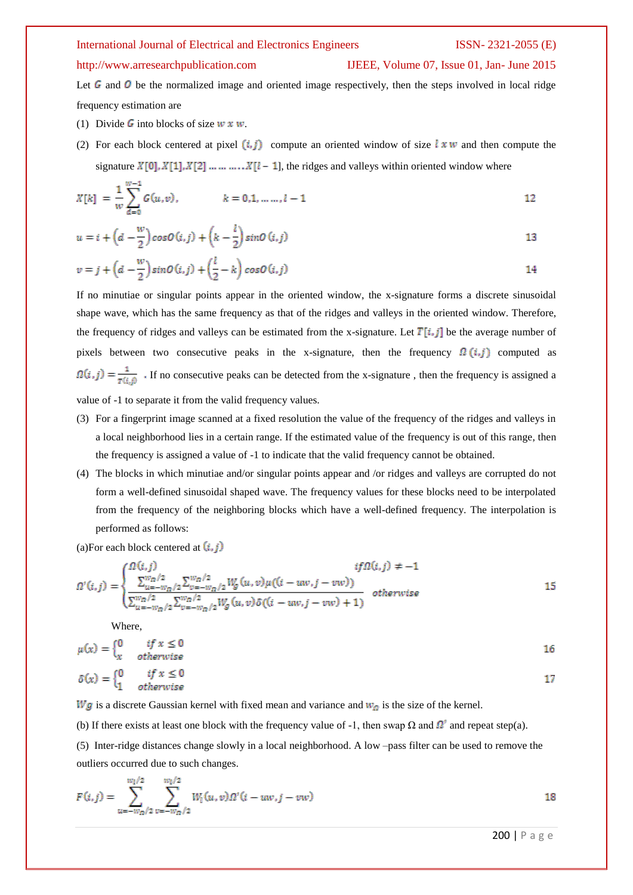Let $G$ and $O$ be the normalized image and oriented image respectively, then the steps involved in local ridge frequency estimation are

(1) Divide $G$ into blocks of size $w \times w$.

(2) For each block centered at pixel $(i,j)$ compute an oriented window of size $l \times w$ and then compute the signature $X[0], X[1], X[2] \ldots\ldots\ldots X[l-1]$, the ridges and valleys within oriented window where

$$X[k] = \frac{1}{w}\sum_{d=0}^{w-1} G(u,v), \qquad k = 0,1,\ldots\ldots, l-1 \tag{12}$$

$$u = i + \left(d - \frac{w}{2}\right)\cos O(i,j) + \left(k - \frac{l}{2}\right)\sin O(i,j) \tag{13}$$

$$v = j + \left(d - \frac{w}{2}\right)\sin O(i,j) + \left(\frac{l}{2} - k\right)\cos O(i,j) \tag{14}$$

If no minutiae or singular points appear in the oriented window, the x-signature forms a discrete sinusoidal shape wave, which has the same frequency as that of the ridges and valleys in the oriented window. Therefore, the frequency of ridges and valleys can be estimated from the x-signature. Let $T[i,j]$ be the average number of pixels between two consecutive peaks in the x-signature, then the frequency $\Omega(i,j)$ computed as $\Omega(i,j) = \frac{1}{T(i,j)}$ . If no consecutive peaks can be detected from the x-signature , then the frequency is assigned a value of -1 to separate it from the valid frequency values.

(3) For a fingerprint image scanned at a fixed resolution the value of the frequency of the ridges and valleys in a local neighborhood lies in a certain range. If the estimated value of the frequency is out of this range, then the frequency is assigned a value of -1 to indicate that the valid frequency cannot be obtained.

(4) The blocks in which minutiae and/or singular points appear and /or ridges and valleys are corrupted do not form a well-defined sinusoidal shaped wave. The frequency values for these blocks need to be interpolated from the frequency of the neighboring blocks which have a well-defined frequency. The interpolation is performed as follows:

(a)For each block centered at $(i,j)$

$$\Omega'(i,j) = \begin{cases} \Omega(i,j) & \text{if } \Omega(i,j) \neq -1 \\ \dfrac{\sum_{u=-w_\Omega/2}^{w_\Omega/2} \sum_{v=-w_\Omega/2}^{w_\Omega/2} W_g(u,v)\mu(\Omega(i-uw, j-vw))}{\sum_{u=-w_\Omega/2}^{w_\Omega/2} \sum_{v=-w_\Omega/2}^{w_\Omega/2} W_g(u,v)\delta(\Omega(i-uw, j-vw)+1)} & \text{otherwise} \end{cases} \tag{15}$$

Where,

$$\mu(x) = \begin{cases} 0 & \text{if } x \leq 0 \\ x & \text{otherwise} \end{cases} \tag{16}$$

$$\delta(x) = \begin{cases} 0 & \text{if } x \leq 0 \\ 1 & \text{otherwise} \end{cases} \tag{17}$$

$W_g$ is a discrete Gaussian kernel with fixed mean and variance and $w_\Omega$ is the size of the kernel.

(b) If there exists at least one block with the frequency value of -1, then swap $\Omega$ and $\Omega'$ and repeat step(a).

(5) Inter-ridge distances change slowly in a local neighborhood. A low –pass filter can be used to remove the outliers occurred due to such changes.

$$F(i,j) = \sum_{u=-w_\Omega/2}^{w_l/2} \sum_{v=-w_\Omega/2}^{w_l/2} W_l(u,v)\Omega'(i-uw, j-vw) \tag{18}$$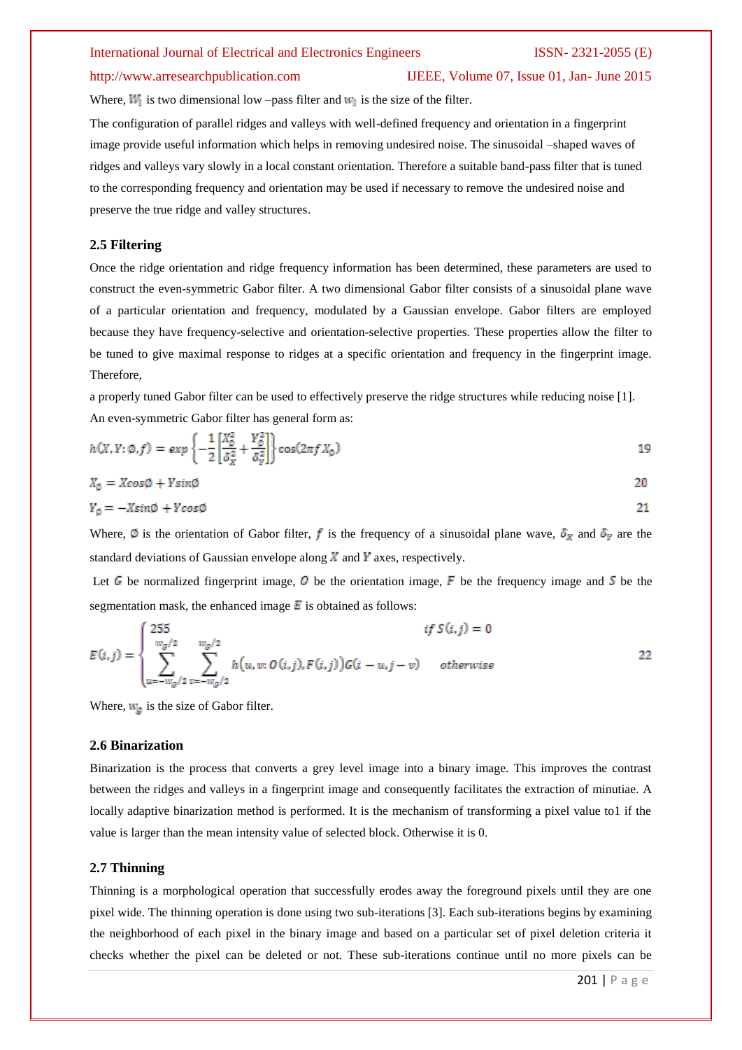Where, $W_l$ is two dimensional low –pass filter and $w_l$ is the size of the filter.

The configuration of parallel ridges and valleys with well-defined frequency and orientation in a fingerprint image provide useful information which helps in removing undesired noise. The sinusoidal –shaped waves of ridges and valleys vary slowly in a local constant orientation. Therefore a suitable band-pass filter that is tuned to the corresponding frequency and orientation may be used if necessary to remove the undesired noise and preserve the true ridge and valley structures.

### 2.5 Filtering

Once the ridge orientation and ridge frequency information has been determined, these parameters are used to construct the even-symmetric Gabor filter. A two dimensional Gabor filter consists of a sinusoidal plane wave of a particular orientation and frequency, modulated by a Gaussian envelope. Gabor filters are employed because they have frequency-selective and orientation-selective properties. These properties allow the filter to be tuned to give maximal response to ridges at a specific orientation and frequency in the fingerprint image. Therefore,

a properly tuned Gabor filter can be used to effectively preserve the ridge structures while reducing noise [1].

An even-symmetric Gabor filter has general form as:

$$h(X, Y: \emptyset, f) = exp\left\{-\frac{1}{2}\left[\frac{X_\emptyset^2}{\delta_X^2} + \frac{Y_\emptyset^2}{\delta_Y^2}\right]\right\}\cos(2\pi f X_\emptyset) \quad (19)$$

$$X_\emptyset = X\cos\emptyset + Y\sin\emptyset \quad (20)$$

$$Y_\emptyset = -X\sin\emptyset + Y\cos\emptyset \quad (21)$$

Where, $\emptyset$ is the orientation of Gabor filter, $f$ is the frequency of a sinusoidal plane wave, $\delta_X$ and $\delta_Y$ are the standard deviations of Gaussian envelope along $X$ and $Y$ axes, respectively.

Let $G$ be normalized fingerprint image, $O$ be the orientation image, $F$ be the frequency image and $S$ be the segmentation mask, the enhanced image $E$ is obtained as follows:

$$E(i,j) = \begin{cases} 255 & if\ S(i,j) = 0 \\ \sum_{u=-w_g/2}^{w_g/2} \sum_{v=-w_g/2}^{w_g/2} h(u, v: O(i,j), F(i,j))G(i-u, j-v) & otherwise \end{cases} \quad (22)$$

Where, $w_g$ is the size of Gabor filter.

### 2.6 Binarization

Binarization is the process that converts a grey level image into a binary image. This improves the contrast between the ridges and valleys in a fingerprint image and consequently facilitates the extraction of minutiae. A locally adaptive binarization method is performed. It is the mechanism of transforming a pixel value to1 if the value is larger than the mean intensity value of selected block. Otherwise it is 0.

### 2.7 Thinning

Thinning is a morphological operation that successfully erodes away the foreground pixels until they are one pixel wide. The thinning operation is done using two sub-iterations [3]. Each sub-iterations begins by examining the neighborhood of each pixel in the binary image and based on a particular set of pixel deletion criteria it checks whether the pixel can be deleted or not. These sub-iterations continue until no more pixels can be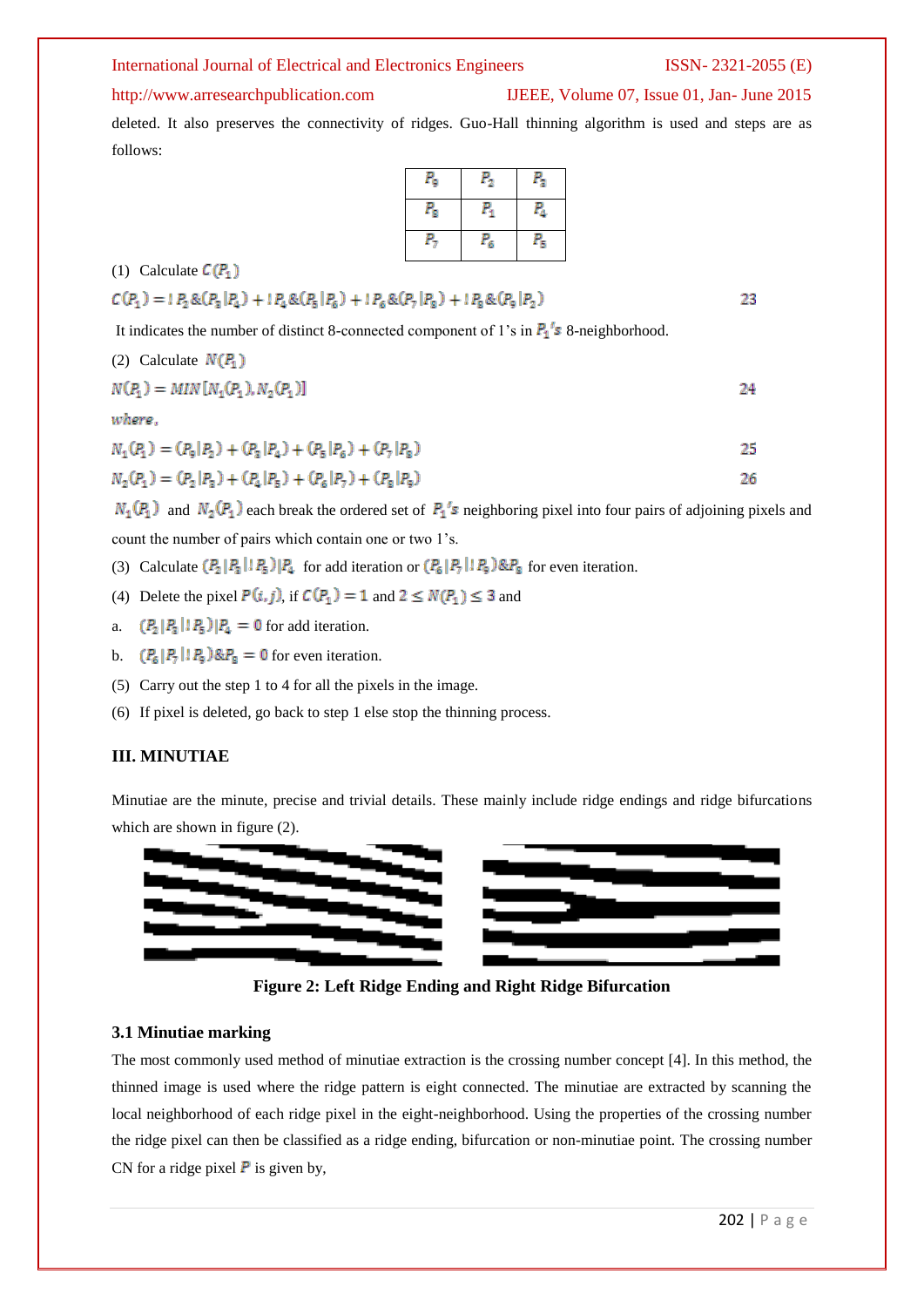deleted. It also preserves the connectivity of ridges. Guo-Hall thinning algorithm is used and steps are as follows:

| $P_9$ | $P_2$ | $P_3$ |
|---|---|---|
| $P_8$ | $P_1$ | $P_4$ |
| $P_7$ | $P_6$ | $P_5$ |

(1) Calculate $C(P_1)$

$$C(P_1) = !P_2 \& (P_3|P_4) + !P_4 \& (P_5|P_6) + !P_6 \& (P_7|P_8) + !P_8 \& (P_9|P_2) \quad 23$$

It indicates the number of distinct 8-connected component of 1's in $P_1$'s 8-neighborhood.

(2) Calculate $N(P_1)$

$$N(P_1) = MIN[N_1(P_1), N_2(P_1)] \quad 24$$

*where,*

$$N_1(P_1) = (P_9|P_2) + (P_3|P_4) + (P_5|P_6) + (P_7|P_8) \quad 25$$

$$N_2(P_1) = (P_2|P_3) + (P_4|P_5) + (P_6|P_7) + (P_8|P_9) \quad 26$$

$N_1(P_1)$ and $N_2(P_1)$ each break the ordered set of $P_1$'s neighboring pixel into four pairs of adjoining pixels and count the number of pairs which contain one or two 1's.

(3) Calculate $(P_2|P_3|!P_5)|P_4$ for add iteration or $(P_6|P_7|!P_9)\&P_8$ for even iteration.

(4) Delete the pixel $P(i,j)$, if $C(P_1) = 1$ and $2 \leq N(P_1) \leq 3$ and

a. $(P_2|P_3|!P_5)|P_4 = 0$ for add iteration.

b. $(P_6|P_7|!P_9)\&P_8 = 0$ for even iteration.

(5) Carry out the step 1 to 4 for all the pixels in the image.

(6) If pixel is deleted, go back to step 1 else stop the thinning process.

## III. MINUTIAE

Minutiae are the minute, precise and trivial details. These mainly include ridge endings and ridge bifurcations which are shown in figure (2).

**Figure 2: Left Ridge Ending and Right Ridge Bifurcation**

### 3.1 Minutiae marking

The most commonly used method of minutiae extraction is the crossing number concept [4]. In this method, the thinned image is used where the ridge pattern is eight connected. The minutiae are extracted by scanning the local neighborhood of each ridge pixel in the eight-neighborhood. Using the properties of the crossing number the ridge pixel can then be classified as a ridge ending, bifurcation or non-minutiae point. The crossing number CN for a ridge pixel $P$ is given by,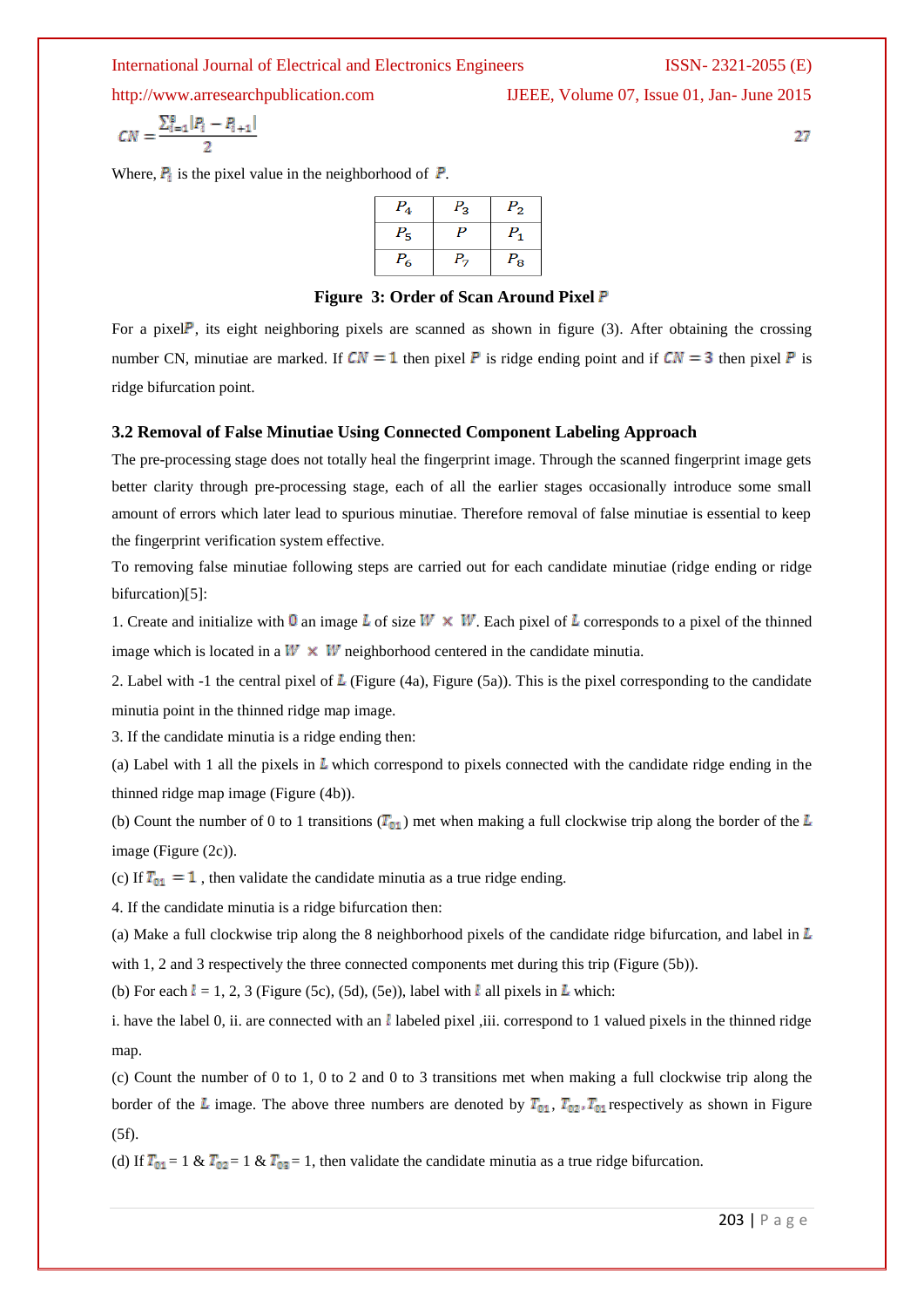$$CN = \frac{\sum_{i=1}^{8} |P_i - P_{i+1}|}{2}$$

Where, $P_i$ is the pixel value in the neighborhood of $P$.

| $P_4$ | $P_3$ | $P_2$ |
|---|---|---|
| $P_5$ | $P$ | $P_1$ |
| $P_6$ | $P_7$ | $P_8$ |

**Figure 3: Order of Scan Around Pixel $P$**

For a pixel $P$, its eight neighboring pixels are scanned as shown in figure (3). After obtaining the crossing number CN, minutiae are marked. If $CN = 1$ then pixel $P$ is ridge ending point and if $CN = 3$ then pixel $P$ is ridge bifurcation point.

### 3.2 Removal of False Minutiae Using Connected Component Labeling Approach

The pre-processing stage does not totally heal the fingerprint image. Through the scanned fingerprint image gets better clarity through pre-processing stage, each of all the earlier stages occasionally introduce some small amount of errors which later lead to spurious minutiae. Therefore removal of false minutiae is essential to keep the fingerprint verification system effective.

To removing false minutiae following steps are carried out for each candidate minutiae (ridge ending or ridge bifurcation)[5]:

1. Create and initialize with $0$ an image $L$ of size $W \times W$. Each pixel of $L$ corresponds to a pixel of the thinned image which is located in a $W \times W$ neighborhood centered in the candidate minutia.

2. Label with -1 the central pixel of $L$ (Figure (4a), Figure (5a)). This is the pixel corresponding to the candidate minutia point in the thinned ridge map image.

3. If the candidate minutia is a ridge ending then:

(a) Label with 1 all the pixels in $L$ which correspond to pixels connected with the candidate ridge ending in the thinned ridge map image (Figure (4b)).

(b) Count the number of 0 to 1 transitions ($T_{01}$) met when making a full clockwise trip along the border of the $L$ image (Figure (2c)).

(c) If $T_{01} = 1$ , then validate the candidate minutia as a true ridge ending.

4. If the candidate minutia is a ridge bifurcation then:

(a) Make a full clockwise trip along the 8 neighborhood pixels of the candidate ridge bifurcation, and label in $L$ with 1, 2 and 3 respectively the three connected components met during this trip (Figure (5b)).

(b) For each $l$ = 1, 2, 3 (Figure (5c), (5d), (5e)), label with $l$ all pixels in $L$ which:

i. have the label 0, ii. are connected with an $l$ labeled pixel ,iii. correspond to 1 valued pixels in the thinned ridge map.

(c) Count the number of 0 to 1, 0 to 2 and 0 to 3 transitions met when making a full clockwise trip along the border of the $L$ image. The above three numbers are denoted by $T_{01}$, $T_{02}$, $T_{01}$ respectively as shown in Figure (5f).

(d) If $T_{01}$ = 1 & $T_{02}$ = 1 & $T_{03}$ = 1, then validate the candidate minutia as a true ridge bifurcation.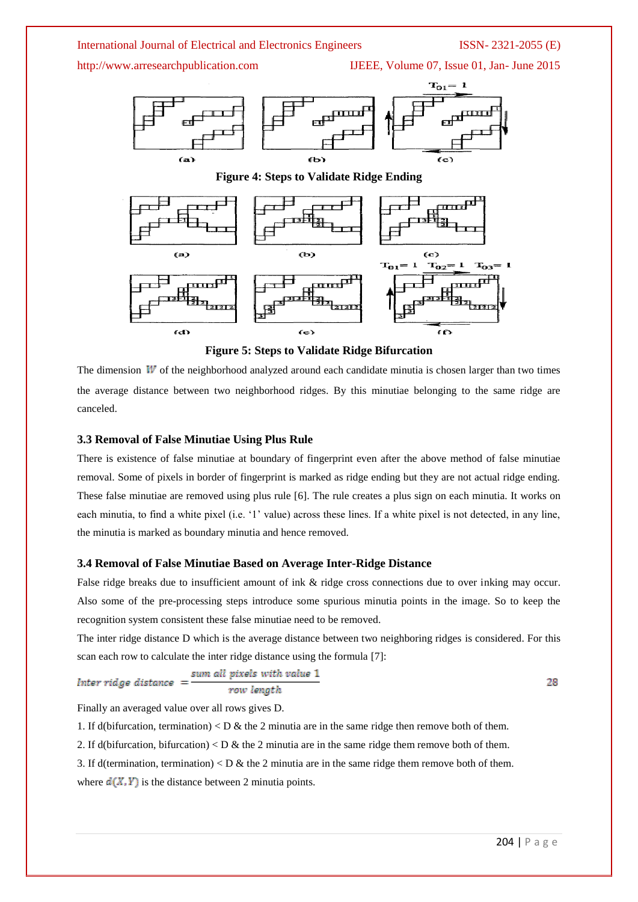Figure 4: Steps to Validate Ridge Ending

Figure 5: Steps to Validate Ridge Bifurcation

The dimension $W$ of the neighborhood analyzed around each candidate minutia is chosen larger than two times the average distance between two neighborhood ridges. By this minutiae belonging to the same ridge are canceled.

### 3.3 Removal of False Minutiae Using Plus Rule

There is existence of false minutiae at boundary of fingerprint even after the above method of false minutiae removal. Some of pixels in border of fingerprint is marked as ridge ending but they are not actual ridge ending. These false minutiae are removed using plus rule [6]. The rule creates a plus sign on each minutia. It works on each minutia, to find a white pixel (i.e. '1' value) across these lines. If a white pixel is not detected, in any line, the minutia is marked as boundary minutia and hence removed.

### 3.4 Removal of False Minutiae Based on Average Inter-Ridge Distance

False ridge breaks due to insufficient amount of ink & ridge cross connections due to over inking may occur. Also some of the pre-processing steps introduce some spurious minutia points in the image. So to keep the recognition system consistent these false minutiae need to be removed.

The inter ridge distance D which is the average distance between two neighboring ridges is considered. For this scan each row to calculate the inter ridge distance using the formula [7]:

$$\text{Inter ridge distance} = \frac{\text{sum all pixels with value 1}}{\text{row length}} \quad (28)$$

Finally an averaged value over all rows gives D.

1. If d(bifurcation, termination) < D & the 2 minutia are in the same ridge then remove both of them.
2. If d(bifurcation, bifurcation) < D & the 2 minutia are in the same ridge them remove both of them.
3. If d(termination, termination) < D & the 2 minutia are in the same ridge them remove both of them.

where $d(X, Y)$ is the distance between 2 minutia points.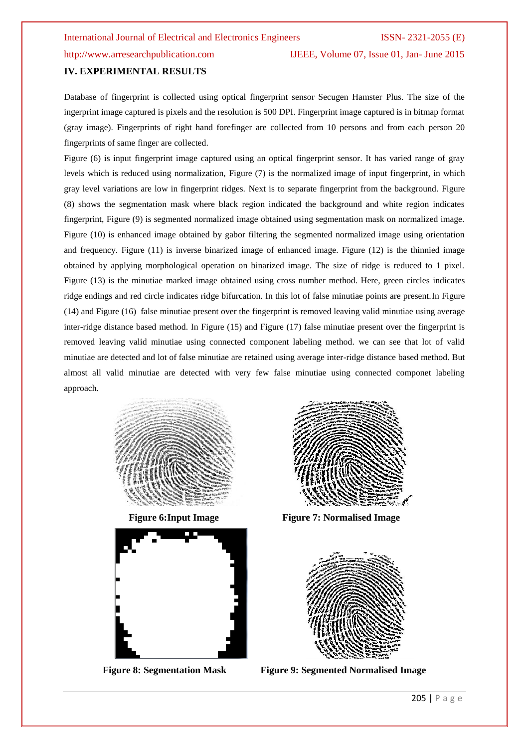## IV. EXPERIMENTAL RESULTS

Database of fingerprint is collected using optical fingerprint sensor Secugen Hamster Plus. The size of the ingerprint image captured is pixels and the resolution is 500 DPI. Fingerprint image captured is in bitmap format (gray image). Fingerprints of right hand forefinger are collected from 10 persons and from each person 20 fingerprints of same finger are collected.

Figure (6) is input fingerprint image captured using an optical fingerprint sensor. It has varied range of gray levels which is reduced using normalization, Figure (7) is the normalized image of input fingerprint, in which gray level variations are low in fingerprint ridges. Next is to separate fingerprint from the background. Figure (8) shows the segmentation mask where black region indicated the background and white region indicates fingerprint, Figure (9) is segmented normalized image obtained using segmentation mask on normalized image. Figure (10) is enhanced image obtained by gabor filtering the segmented normalized image using orientation and frequency. Figure (11) is inverse binarized image of enhanced image. Figure (12) is the thinnied image obtained by applying morphological operation on binarized image. The size of ridge is reduced to 1 pixel. Figure (13) is the minutiae marked image obtained using cross number method. Here, green circles indicates ridge endings and red circle indicates ridge bifurcation. In this lot of false minutiae points are present.In Figure (14) and Figure (16) false minutiae present over the fingerprint is removed leaving valid minutiae using average inter-ridge distance based method. In Figure (15) and Figure (17) false minutiae present over the fingerprint is removed leaving valid minutiae using connected component labeling method. we can see that lot of valid minutiae are detected and lot of false minutiae are retained using average inter-ridge distance based method. But almost all valid minutiae are detected with very few false minutiae using connected componet labeling approach.

**Figure 6:Input Image**

**Figure 7: Normalised Image**

**Figure 8: Segmentation Mask**

**Figure 9: Segmented Normalised Image**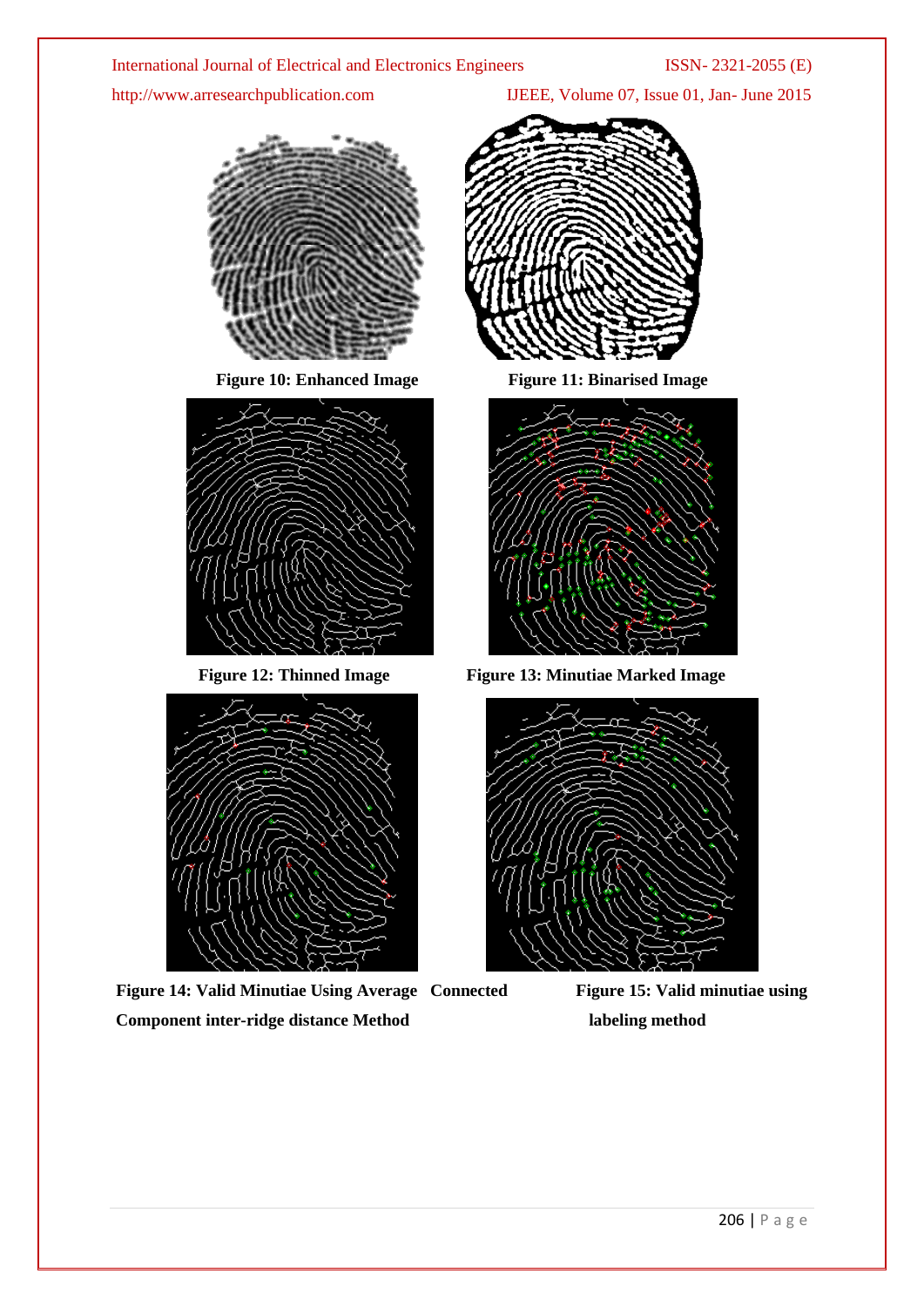**Figure 10: Enhanced Image**

**Figure 11: Binarised Image**

**Figure 12: Thinned Image**

**Figure 13: Minutiae Marked Image**

**Figure 14: Valid Minutiae Using Average Component inter-ridge distance Method**

**Figure 15: Valid minutiae using Connected labeling method**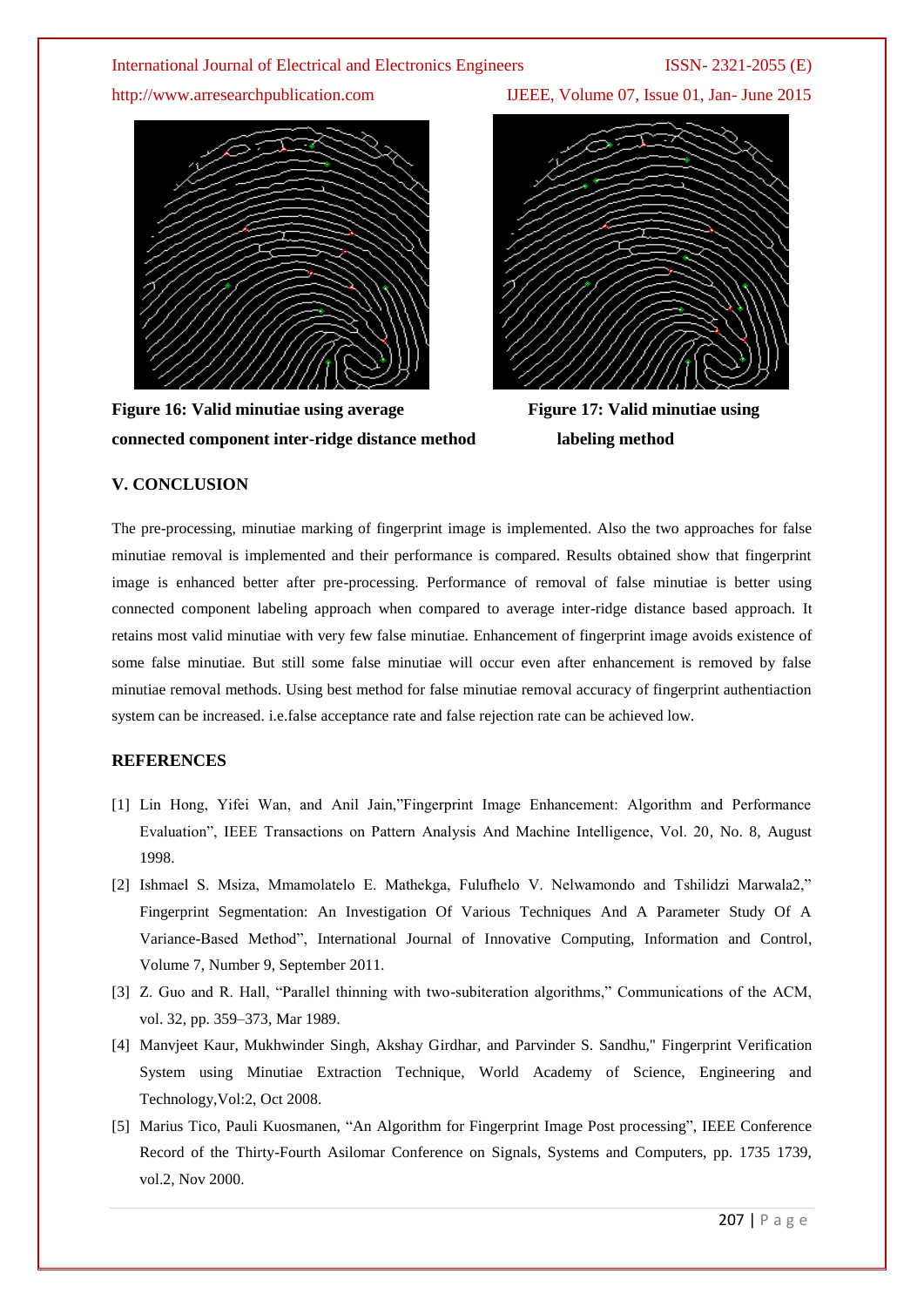**Figure 16: Valid minutiae using average connected component inter-ridge distance method**

**Figure 17: Valid minutiae using labeling method**

## V. CONCLUSION

The pre-processing, minutiae marking of fingerprint image is implemented. Also the two approaches for false minutiae removal is implemented and their performance is compared. Results obtained show that fingerprint image is enhanced better after pre-processing. Performance of removal of false minutiae is better using connected component labeling approach when compared to average inter-ridge distance based approach. It retains most valid minutiae with very few false minutiae. Enhancement of fingerprint image avoids existence of some false minutiae. But still some false minutiae will occur even after enhancement is removed by false minutiae removal methods. Using best method for false minutiae removal accuracy of fingerprint authentiaction system can be increased. i.e.false acceptance rate and false rejection rate can be achieved low.

## REFERENCES

[1] Lin Hong, Yifei Wan, and Anil Jain,"Fingerprint Image Enhancement: Algorithm and Performance Evaluation", IEEE Transactions on Pattern Analysis And Machine Intelligence, Vol. 20, No. 8, August 1998.

[2] Ishmael S. Msiza, Mmamolatelo E. Mathekga, Fulufhelo V. Nelwamondo and Tshilidzi Marwala2," Fingerprint Segmentation: An Investigation Of Various Techniques And A Parameter Study Of A Variance-Based Method", International Journal of Innovative Computing, Information and Control, Volume 7, Number 9, September 2011.

[3] Z. Guo and R. Hall, "Parallel thinning with two-subiteration algorithms," Communications of the ACM, vol. 32, pp. 359–373, Mar 1989.

[4] Manvjeet Kaur, Mukhwinder Singh, Akshay Girdhar, and Parvinder S. Sandhu," Fingerprint Verification System using Minutiae Extraction Technique, World Academy of Science, Engineering and Technology,Vol:2, Oct 2008.

[5] Marius Tico, Pauli Kuosmanen, "An Algorithm for Fingerprint Image Post processing", IEEE Conference Record of the Thirty-Fourth Asilomar Conference on Signals, Systems and Computers, pp. 1735 1739, vol.2, Nov 2000.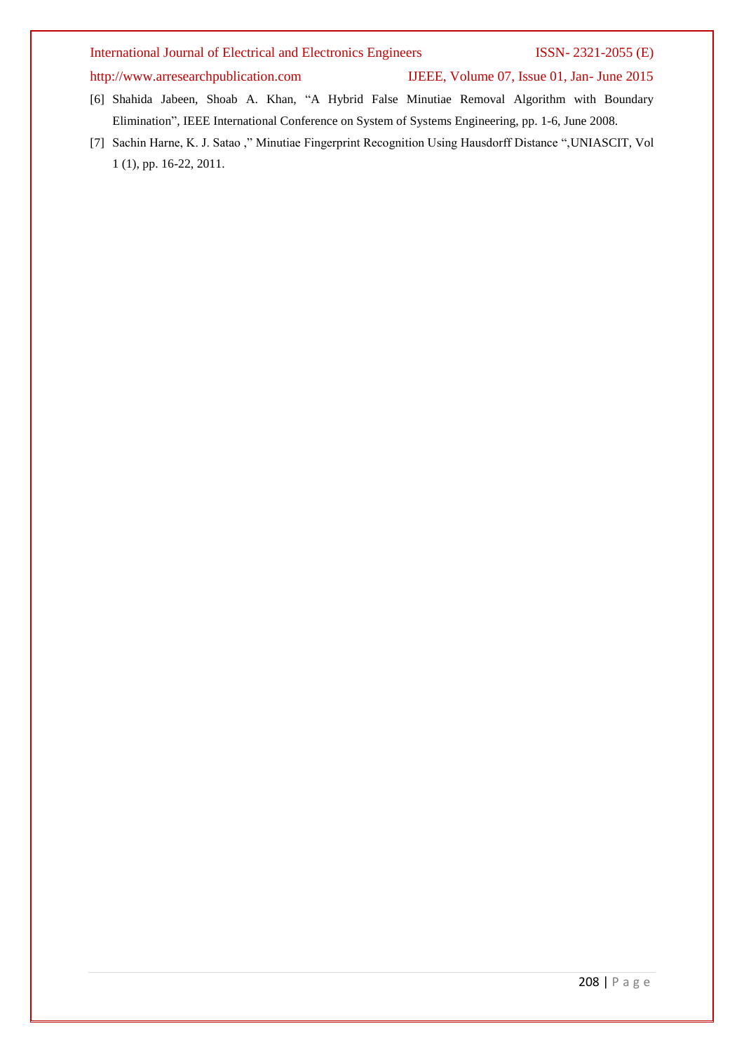[6] Shahida Jabeen, Shoab A. Khan, "A Hybrid False Minutiae Removal Algorithm with Boundary Elimination", IEEE International Conference on System of Systems Engineering, pp. 1-6, June 2008.

[7] Sachin Harne, K. J. Satao ," Minutiae Fingerprint Recognition Using Hausdorff Distance ",UNIASCIT, Vol 1 (1), pp. 16-22, 2011.